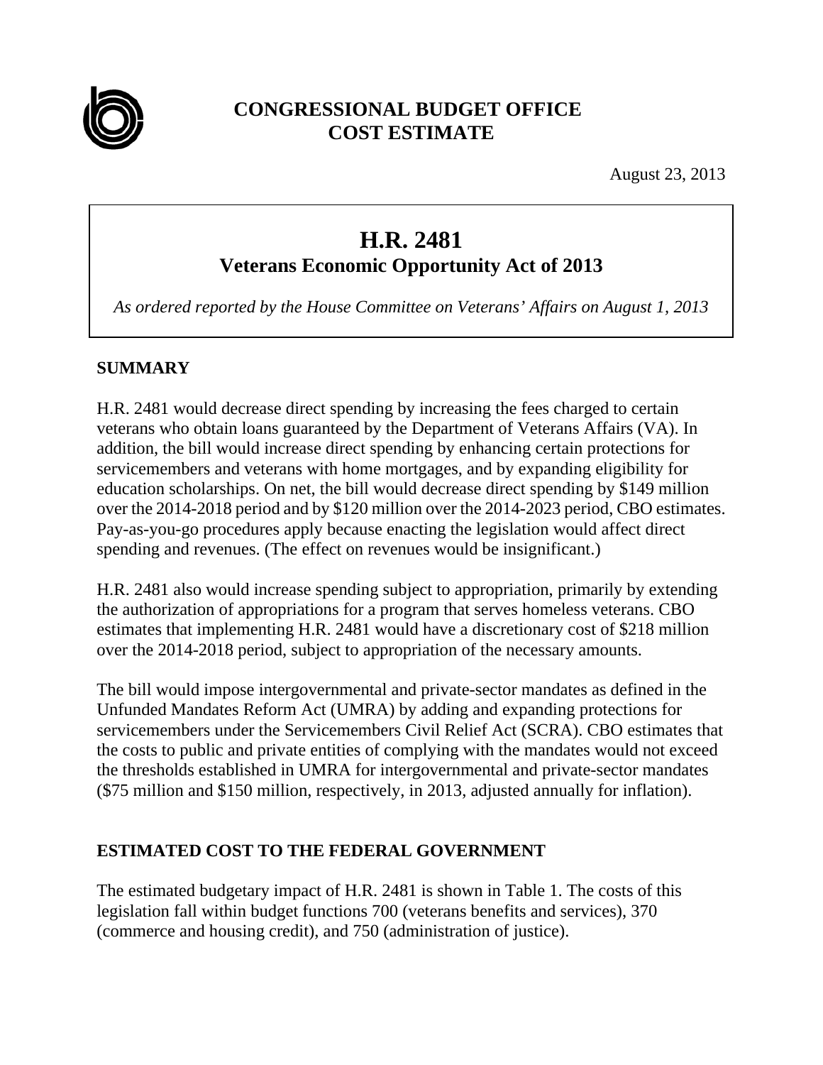# CONGRESSIONAL BUDGET OFFICE
# COST ESTIMATE

August 23, 2013

## H.R. 2481
### Veterans Economic Opportunity Act of 2013

*As ordered reported by the House Committee on Veterans' Affairs on August 1, 2013*

## SUMMARY

H.R. 2481 would decrease direct spending by increasing the fees charged to certain veterans who obtain loans guaranteed by the Department of Veterans Affairs (VA). In addition, the bill would increase direct spending by enhancing certain protections for servicemembers and veterans with home mortgages, and by expanding eligibility for education scholarships. On net, the bill would decrease direct spending by $149 million over the 2014-2018 period and by $120 million over the 2014-2023 period, CBO estimates. Pay-as-you-go procedures apply because enacting the legislation would affect direct spending and revenues. (The effect on revenues would be insignificant.)

H.R. 2481 also would increase spending subject to appropriation, primarily by extending the authorization of appropriations for a program that serves homeless veterans. CBO estimates that implementing H.R. 2481 would have a discretionary cost of $218 million over the 2014-2018 period, subject to appropriation of the necessary amounts.

The bill would impose intergovernmental and private-sector mandates as defined in the Unfunded Mandates Reform Act (UMRA) by adding and expanding protections for servicemembers under the Servicemembers Civil Relief Act (SCRA). CBO estimates that the costs to public and private entities of complying with the mandates would not exceed the thresholds established in UMRA for intergovernmental and private-sector mandates ($75 million and $150 million, respectively, in 2013, adjusted annually for inflation).

## ESTIMATED COST TO THE FEDERAL GOVERNMENT

The estimated budgetary impact of H.R. 2481 is shown in Table 1. The costs of this legislation fall within budget functions 700 (veterans benefits and services), 370 (commerce and housing credit), and 750 (administration of justice).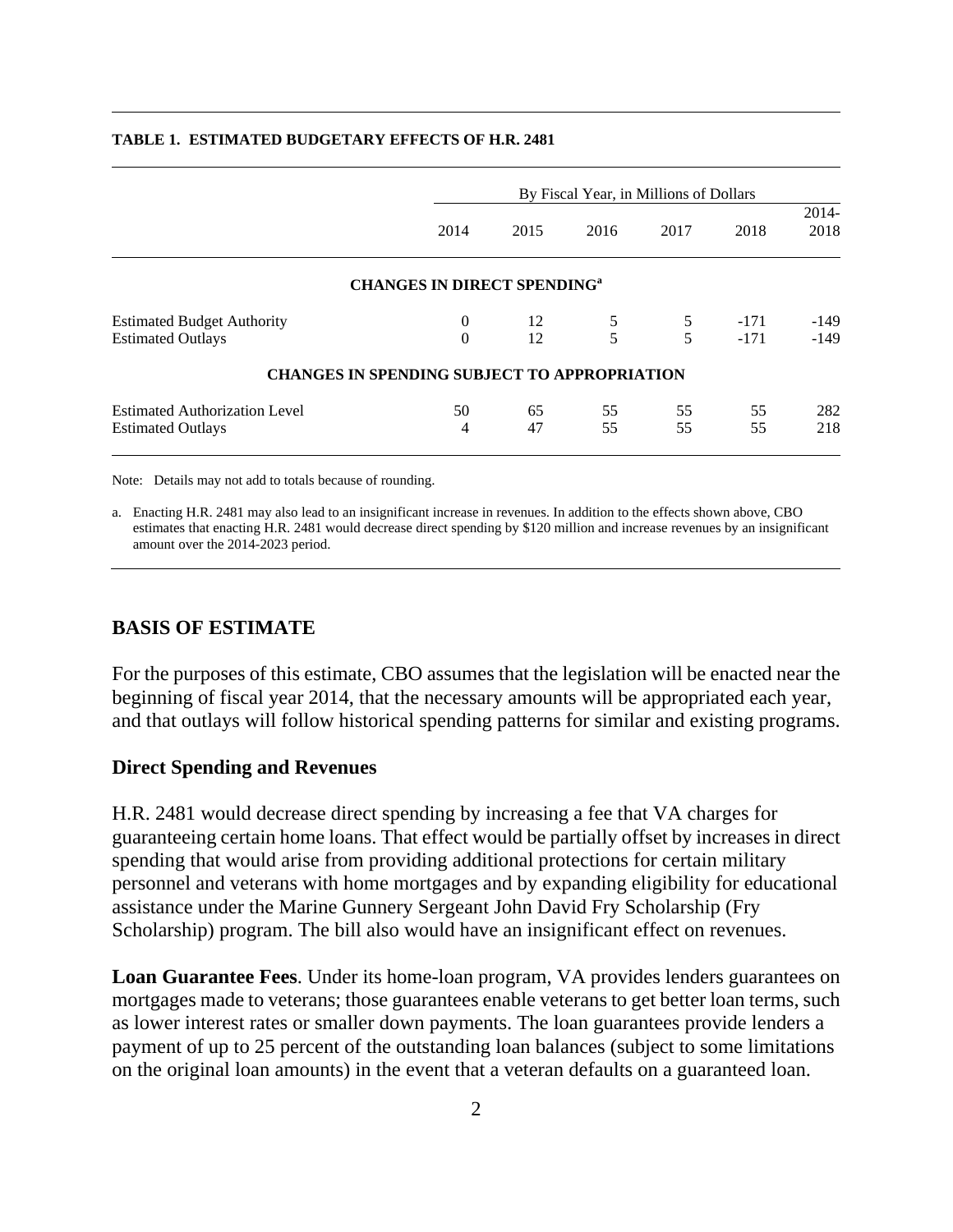**TABLE 1. ESTIMATED BUDGETARY EFFECTS OF H.R. 2481**

| | By Fiscal Year, in Millions of Dollars | | | | | |
|---|---|---|---|---|---|---|
| | 2014 | 2015 | 2016 | 2017 | 2018 | 2014-2018 |
| **CHANGES IN DIRECT SPENDING[a]** | | | | | | |
| Estimated Budget Authority | 0 | 12 | 5 | 5 | -171 | -149 |
| Estimated Outlays | 0 | 12 | 5 | 5 | -171 | -149 |
| **CHANGES IN SPENDING SUBJECT TO APPROPRIATION** | | | | | | |
| Estimated Authorization Level | 50 | 65 | 55 | 55 | 55 | 282 |
| Estimated Outlays | 4 | 47 | 55 | 55 | 55 | 218 |

Note: Details may not add to totals because of rounding.

a. Enacting H.R. 2481 may also lead to an insignificant increase in revenues. In addition to the effects shown above, CBO estimates that enacting H.R. 2481 would decrease direct spending by $120 million and increase revenues by an insignificant amount over the 2014-2023 period.

## BASIS OF ESTIMATE

For the purposes of this estimate, CBO assumes that the legislation will be enacted near the beginning of fiscal year 2014, that the necessary amounts will be appropriated each year, and that outlays will follow historical spending patterns for similar and existing programs.

### Direct Spending and Revenues

H.R. 2481 would decrease direct spending by increasing a fee that VA charges for guaranteeing certain home loans. That effect would be partially offset by increases in direct spending that would arise from providing additional protections for certain military personnel and veterans with home mortgages and by expanding eligibility for educational assistance under the Marine Gunnery Sergeant John David Fry Scholarship (Fry Scholarship) program. The bill also would have an insignificant effect on revenues.

**Loan Guarantee Fees**. Under its home-loan program, VA provides lenders guarantees on mortgages made to veterans; those guarantees enable veterans to get better loan terms, such as lower interest rates or smaller down payments. The loan guarantees provide lenders a payment of up to 25 percent of the outstanding loan balances (subject to some limitations on the original loan amounts) in the event that a veteran defaults on a guaranteed loan.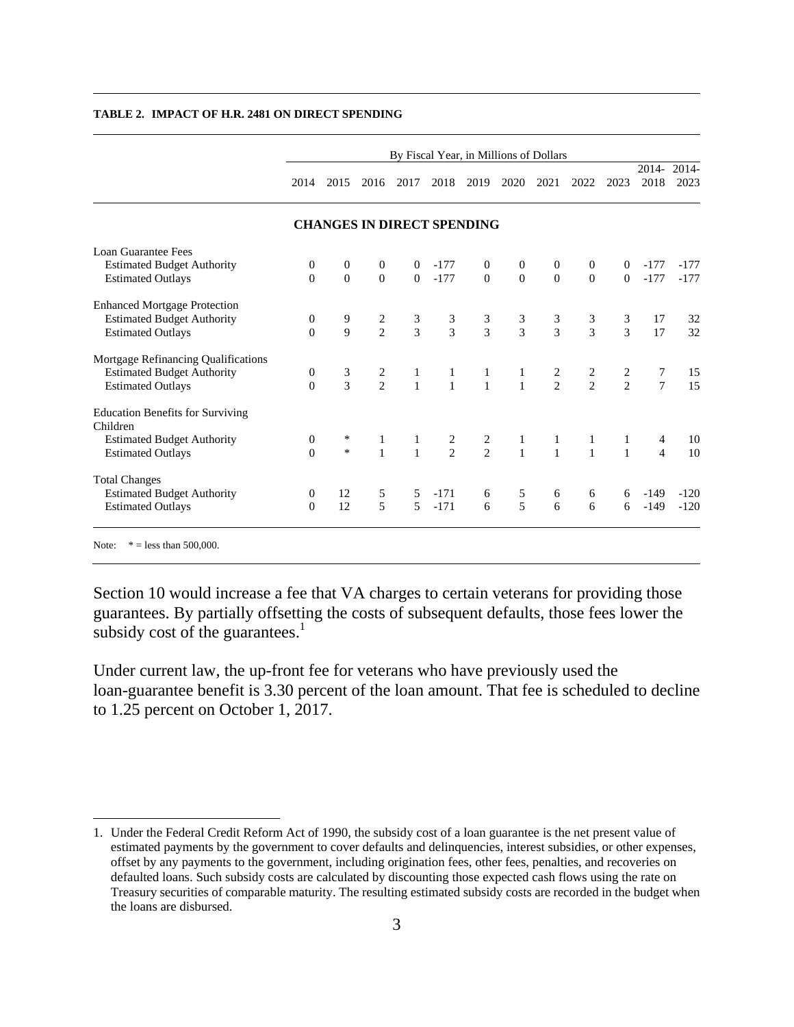**TABLE 2. IMPACT OF H.R. 2481 ON DIRECT SPENDING**

| | By Fiscal Year, in Millions of Dollars | | | | | | | | | | | |
|---|---|---|---|---|---|---|---|---|---|---|---|---|
| | 2014 | 2015 | 2016 | 2017 | 2018 | 2019 | 2020 | 2021 | 2022 | 2023 | 2014-2018 | 2014-2023 |
| **CHANGES IN DIRECT SPENDING** | | | | | | | | | | | | |
| Loan Guarantee Fees | | | | | | | | | | | | |
| Estimated Budget Authority | 0 | 0 | 0 | 0 | -177 | 0 | 0 | 0 | 0 | 0 | -177 | -177 |
| Estimated Outlays | 0 | 0 | 0 | 0 | -177 | 0 | 0 | 0 | 0 | 0 | -177 | -177 |
| Enhanced Mortgage Protection | | | | | | | | | | | | |
| Estimated Budget Authority | 0 | 9 | 2 | 3 | 3 | 3 | 3 | 3 | 3 | 3 | 17 | 32 |
| Estimated Outlays | 0 | 9 | 2 | 3 | 3 | 3 | 3 | 3 | 3 | 3 | 17 | 32 |
| Mortgage Refinancing Qualifications | | | | | | | | | | | | |
| Estimated Budget Authority | 0 | 3 | 2 | 1 | 1 | 1 | 1 | 2 | 2 | 2 | 7 | 15 |
| Estimated Outlays | 0 | 3 | 2 | 1 | 1 | 1 | 1 | 2 | 2 | 2 | 7 | 15 |
| Education Benefits for Surviving Children | | | | | | | | | | | | |
| Estimated Budget Authority | 0 | * | 1 | 1 | 2 | 2 | 1 | 1 | 1 | 1 | 4 | 10 |
| Estimated Outlays | 0 | * | 1 | 1 | 2 | 2 | 1 | 1 | 1 | 1 | 4 | 10 |
| Total Changes | | | | | | | | | | | | |
| Estimated Budget Authority | 0 | 12 | 5 | 5 | -171 | 6 | 5 | 6 | 6 | 6 | -149 | -120 |
| Estimated Outlays | 0 | 12 | 5 | 5 | -171 | 6 | 5 | 6 | 6 | 6 | -149 | -120 |

Note: * = less than 500,000.

Section 10 would increase a fee that VA charges to certain veterans for providing those guarantees. By partially offsetting the costs of subsequent defaults, those fees lower the subsidy cost of the guarantees.[1]

Under current law, the up-front fee for veterans who have previously used the loan-guarantee benefit is 3.30 percent of the loan amount. That fee is scheduled to decline to 1.25 percent on October 1, 2017.

1. Under the Federal Credit Reform Act of 1990, the subsidy cost of a loan guarantee is the net present value of estimated payments by the government to cover defaults and delinquencies, interest subsidies, or other expenses, offset by any payments to the government, including origination fees, other fees, penalties, and recoveries on defaulted loans. Such subsidy costs are calculated by discounting those expected cash flows using the rate on Treasury securities of comparable maturity. The resulting estimated subsidy costs are recorded in the budget when the loans are disbursed.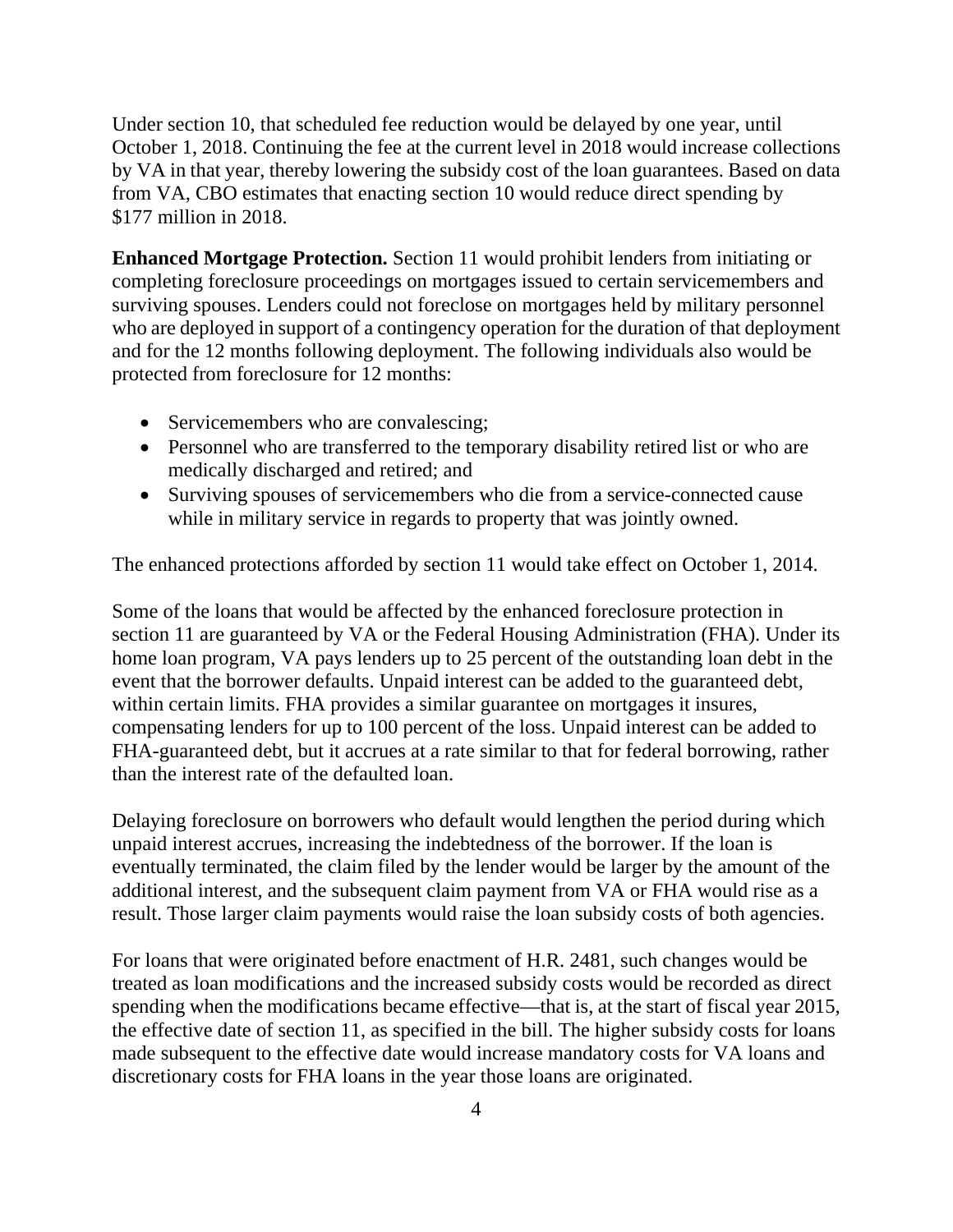Under section 10, that scheduled fee reduction would be delayed by one year, until October 1, 2018. Continuing the fee at the current level in 2018 would increase collections by VA in that year, thereby lowering the subsidy cost of the loan guarantees. Based on data from VA, CBO estimates that enacting section 10 would reduce direct spending by $177 million in 2018.

**Enhanced Mortgage Protection.** Section 11 would prohibit lenders from initiating or completing foreclosure proceedings on mortgages issued to certain servicemembers and surviving spouses. Lenders could not foreclose on mortgages held by military personnel who are deployed in support of a contingency operation for the duration of that deployment and for the 12 months following deployment. The following individuals also would be protected from foreclosure for 12 months:

- Servicemembers who are convalescing;
- Personnel who are transferred to the temporary disability retired list or who are medically discharged and retired; and
- Surviving spouses of servicemembers who die from a service-connected cause while in military service in regards to property that was jointly owned.

The enhanced protections afforded by section 11 would take effect on October 1, 2014.

Some of the loans that would be affected by the enhanced foreclosure protection in section 11 are guaranteed by VA or the Federal Housing Administration (FHA). Under its home loan program, VA pays lenders up to 25 percent of the outstanding loan debt in the event that the borrower defaults. Unpaid interest can be added to the guaranteed debt, within certain limits. FHA provides a similar guarantee on mortgages it insures, compensating lenders for up to 100 percent of the loss. Unpaid interest can be added to FHA-guaranteed debt, but it accrues at a rate similar to that for federal borrowing, rather than the interest rate of the defaulted loan.

Delaying foreclosure on borrowers who default would lengthen the period during which unpaid interest accrues, increasing the indebtedness of the borrower. If the loan is eventually terminated, the claim filed by the lender would be larger by the amount of the additional interest, and the subsequent claim payment from VA or FHA would rise as a result. Those larger claim payments would raise the loan subsidy costs of both agencies.

For loans that were originated before enactment of H.R. 2481, such changes would be treated as loan modifications and the increased subsidy costs would be recorded as direct spending when the modifications became effective—that is, at the start of fiscal year 2015, the effective date of section 11, as specified in the bill. The higher subsidy costs for loans made subsequent to the effective date would increase mandatory costs for VA loans and discretionary costs for FHA loans in the year those loans are originated.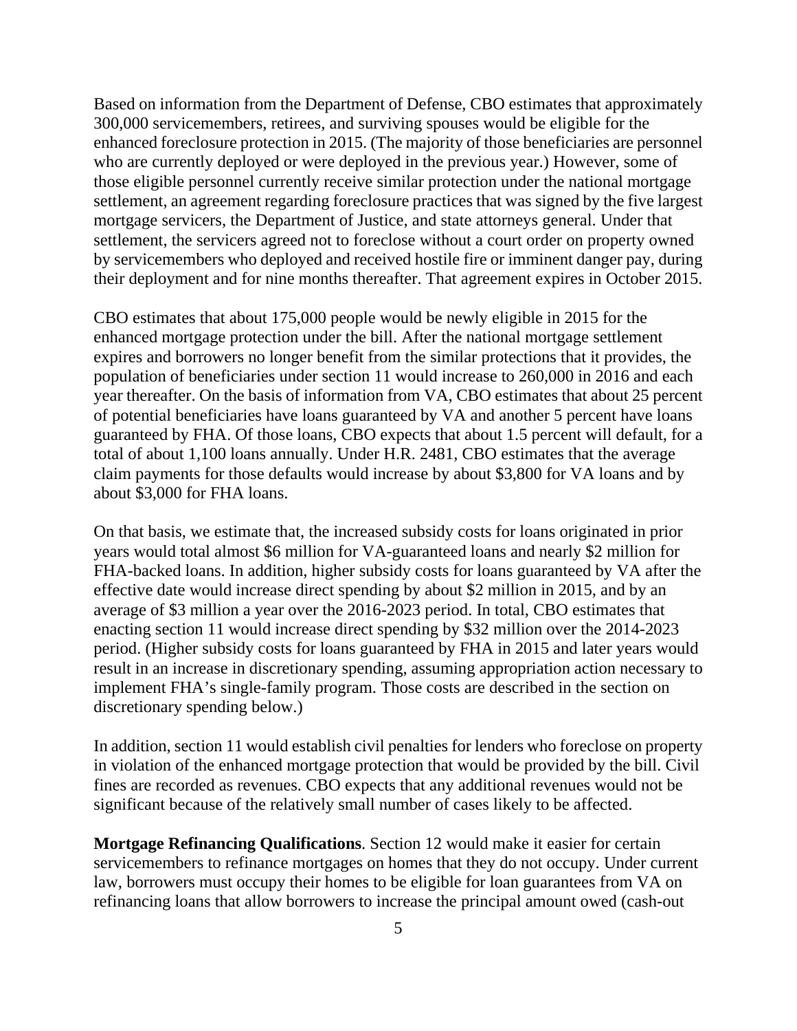Based on information from the Department of Defense, CBO estimates that approximately 300,000 servicemembers, retirees, and surviving spouses would be eligible for the enhanced foreclosure protection in 2015. (The majority of those beneficiaries are personnel who are currently deployed or were deployed in the previous year.) However, some of those eligible personnel currently receive similar protection under the national mortgage settlement, an agreement regarding foreclosure practices that was signed by the five largest mortgage servicers, the Department of Justice, and state attorneys general. Under that settlement, the servicers agreed not to foreclose without a court order on property owned by servicemembers who deployed and received hostile fire or imminent danger pay, during their deployment and for nine months thereafter. That agreement expires in October 2015.

CBO estimates that about 175,000 people would be newly eligible in 2015 for the enhanced mortgage protection under the bill. After the national mortgage settlement expires and borrowers no longer benefit from the similar protections that it provides, the population of beneficiaries under section 11 would increase to 260,000 in 2016 and each year thereafter. On the basis of information from VA, CBO estimates that about 25 percent of potential beneficiaries have loans guaranteed by VA and another 5 percent have loans guaranteed by FHA. Of those loans, CBO expects that about 1.5 percent will default, for a total of about 1,100 loans annually. Under H.R. 2481, CBO estimates that the average claim payments for those defaults would increase by about $3,800 for VA loans and by about $3,000 for FHA loans.

On that basis, we estimate that, the increased subsidy costs for loans originated in prior years would total almost $6 million for VA-guaranteed loans and nearly $2 million for FHA-backed loans. In addition, higher subsidy costs for loans guaranteed by VA after the effective date would increase direct spending by about $2 million in 2015, and by an average of $3 million a year over the 2016-2023 period. In total, CBO estimates that enacting section 11 would increase direct spending by $32 million over the 2014-2023 period. (Higher subsidy costs for loans guaranteed by FHA in 2015 and later years would result in an increase in discretionary spending, assuming appropriation action necessary to implement FHA's single-family program. Those costs are described in the section on discretionary spending below.)

In addition, section 11 would establish civil penalties for lenders who foreclose on property in violation of the enhanced mortgage protection that would be provided by the bill. Civil fines are recorded as revenues. CBO expects that any additional revenues would not be significant because of the relatively small number of cases likely to be affected.

**Mortgage Refinancing Qualifications**. Section 12 would make it easier for certain servicemembers to refinance mortgages on homes that they do not occupy. Under current law, borrowers must occupy their homes to be eligible for loan guarantees from VA on refinancing loans that allow borrowers to increase the principal amount owed (cash-out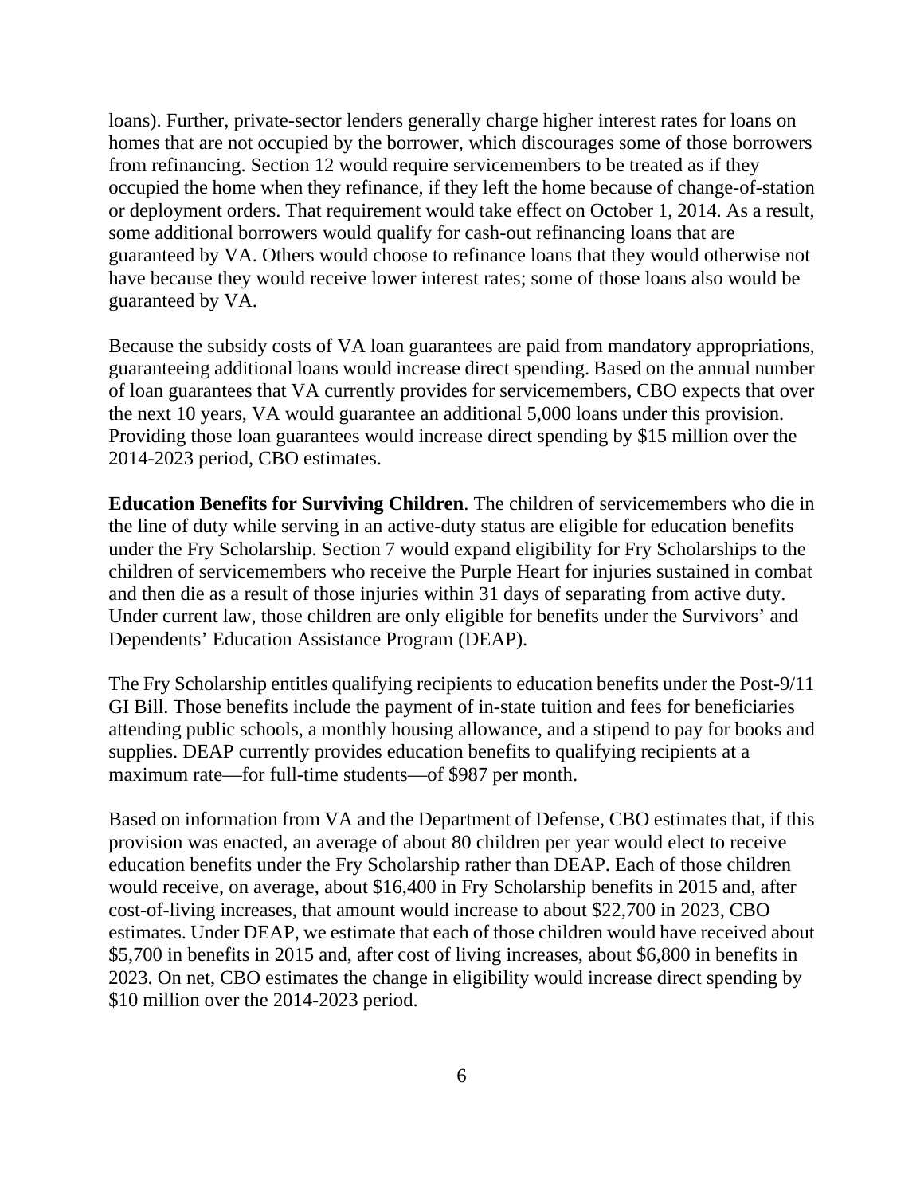loans). Further, private-sector lenders generally charge higher interest rates for loans on homes that are not occupied by the borrower, which discourages some of those borrowers from refinancing. Section 12 would require servicemembers to be treated as if they occupied the home when they refinance, if they left the home because of change-of-station or deployment orders. That requirement would take effect on October 1, 2014. As a result, some additional borrowers would qualify for cash-out refinancing loans that are guaranteed by VA. Others would choose to refinance loans that they would otherwise not have because they would receive lower interest rates; some of those loans also would be guaranteed by VA.

Because the subsidy costs of VA loan guarantees are paid from mandatory appropriations, guaranteeing additional loans would increase direct spending. Based on the annual number of loan guarantees that VA currently provides for servicemembers, CBO expects that over the next 10 years, VA would guarantee an additional 5,000 loans under this provision. Providing those loan guarantees would increase direct spending by $15 million over the 2014-2023 period, CBO estimates.

**Education Benefits for Surviving Children**. The children of servicemembers who die in the line of duty while serving in an active-duty status are eligible for education benefits under the Fry Scholarship. Section 7 would expand eligibility for Fry Scholarships to the children of servicemembers who receive the Purple Heart for injuries sustained in combat and then die as a result of those injuries within 31 days of separating from active duty. Under current law, those children are only eligible for benefits under the Survivors' and Dependents' Education Assistance Program (DEAP).

The Fry Scholarship entitles qualifying recipients to education benefits under the Post-9/11 GI Bill. Those benefits include the payment of in-state tuition and fees for beneficiaries attending public schools, a monthly housing allowance, and a stipend to pay for books and supplies. DEAP currently provides education benefits to qualifying recipients at a maximum rate—for full-time students—of $987 per month.

Based on information from VA and the Department of Defense, CBO estimates that, if this provision was enacted, an average of about 80 children per year would elect to receive education benefits under the Fry Scholarship rather than DEAP. Each of those children would receive, on average, about $16,400 in Fry Scholarship benefits in 2015 and, after cost-of-living increases, that amount would increase to about $22,700 in 2023, CBO estimates. Under DEAP, we estimate that each of those children would have received about $5,700 in benefits in 2015 and, after cost of living increases, about $6,800 in benefits in 2023. On net, CBO estimates the change in eligibility would increase direct spending by $10 million over the 2014-2023 period.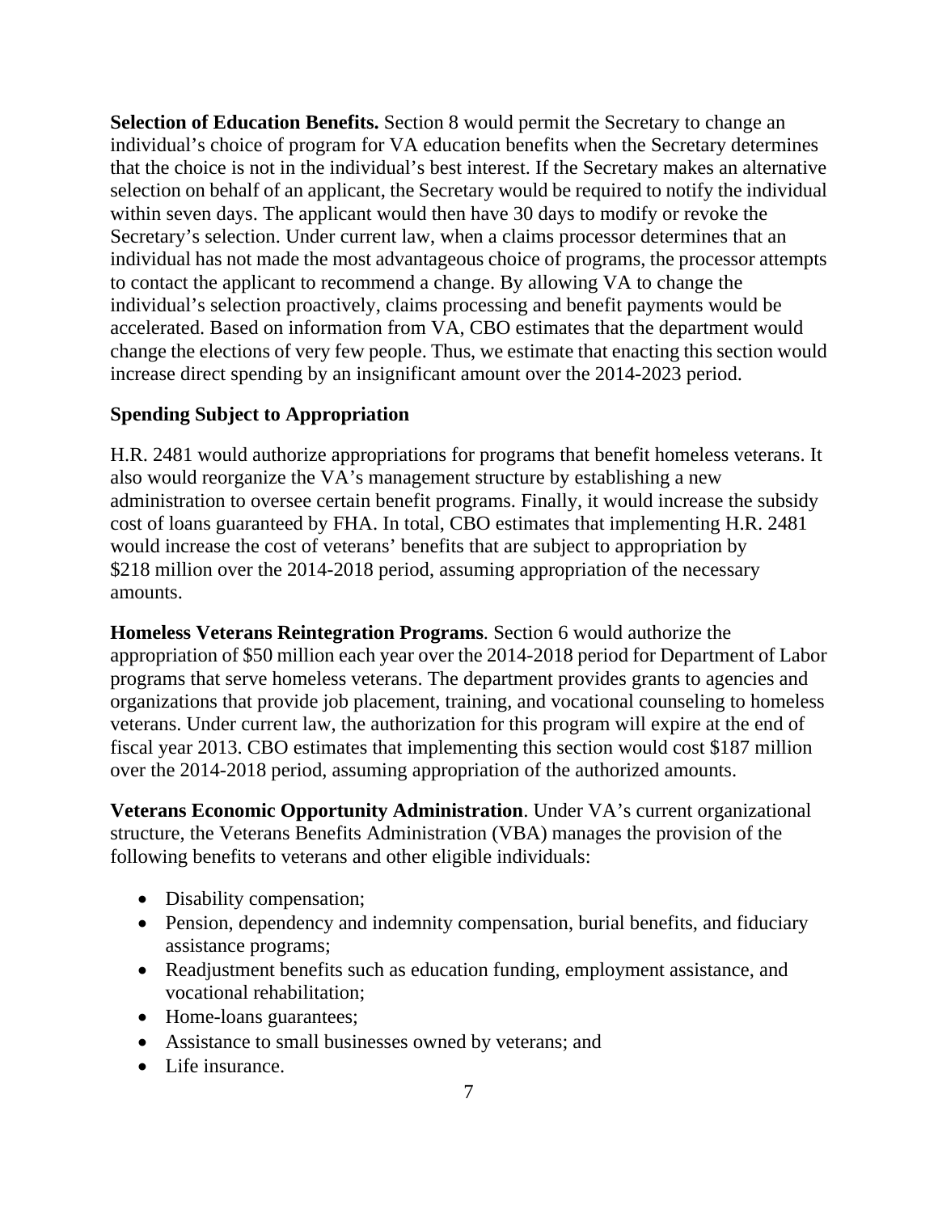**Selection of Education Benefits.** Section 8 would permit the Secretary to change an individual's choice of program for VA education benefits when the Secretary determines that the choice is not in the individual's best interest. If the Secretary makes an alternative selection on behalf of an applicant, the Secretary would be required to notify the individual within seven days. The applicant would then have 30 days to modify or revoke the Secretary's selection. Under current law, when a claims processor determines that an individual has not made the most advantageous choice of programs, the processor attempts to contact the applicant to recommend a change. By allowing VA to change the individual's selection proactively, claims processing and benefit payments would be accelerated. Based on information from VA, CBO estimates that the department would change the elections of very few people. Thus, we estimate that enacting this section would increase direct spending by an insignificant amount over the 2014-2023 period.

### Spending Subject to Appropriation

H.R. 2481 would authorize appropriations for programs that benefit homeless veterans. It also would reorganize the VA's management structure by establishing a new administration to oversee certain benefit programs. Finally, it would increase the subsidy cost of loans guaranteed by FHA. In total, CBO estimates that implementing H.R. 2481 would increase the cost of veterans' benefits that are subject to appropriation by $218 million over the 2014-2018 period, assuming appropriation of the necessary amounts.

**Homeless Veterans Reintegration Programs**. Section 6 would authorize the appropriation of $50 million each year over the 2014-2018 period for Department of Labor programs that serve homeless veterans. The department provides grants to agencies and organizations that provide job placement, training, and vocational counseling to homeless veterans. Under current law, the authorization for this program will expire at the end of fiscal year 2013. CBO estimates that implementing this section would cost $187 million over the 2014-2018 period, assuming appropriation of the authorized amounts.

**Veterans Economic Opportunity Administration**. Under VA's current organizational structure, the Veterans Benefits Administration (VBA) manages the provision of the following benefits to veterans and other eligible individuals:

- Disability compensation;
- Pension, dependency and indemnity compensation, burial benefits, and fiduciary assistance programs;
- Readjustment benefits such as education funding, employment assistance, and vocational rehabilitation;
- Home-loans guarantees;
- Assistance to small businesses owned by veterans; and
- Life insurance.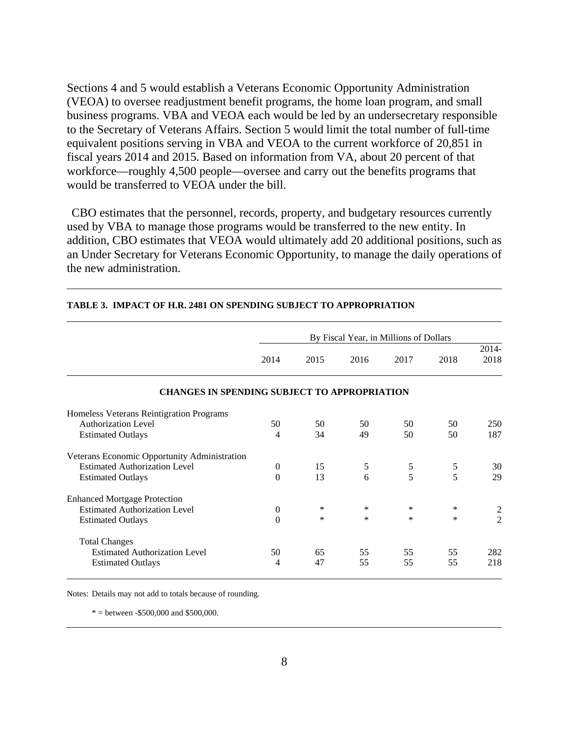Sections 4 and 5 would establish a Veterans Economic Opportunity Administration (VEOA) to oversee readjustment benefit programs, the home loan program, and small business programs. VBA and VEOA each would be led by an undersecretary responsible to the Secretary of Veterans Affairs. Section 5 would limit the total number of full-time equivalent positions serving in VBA and VEOA to the current workforce of 20,851 in fiscal years 2014 and 2015. Based on information from VA, about 20 percent of that workforce—roughly 4,500 people—oversee and carry out the benefits programs that would be transferred to VEOA under the bill.

CBO estimates that the personnel, records, property, and budgetary resources currently used by VBA to manage those programs would be transferred to the new entity. In addition, CBO estimates that VEOA would ultimately add 20 additional positions, such as an Under Secretary for Veterans Economic Opportunity, to manage the daily operations of the new administration.

**TABLE 3. IMPACT OF H.R. 2481 ON SPENDING SUBJECT TO APPROPRIATION**

| | By Fiscal Year, in Millions of Dollars | | | | | |
|---|---|---|---|---|---|---|
| | 2014 | 2015 | 2016 | 2017 | 2018 | 2014-2018 |
| **CHANGES IN SPENDING SUBJECT TO APPROPRIATION** | | | | | | |
| Homeless Veterans Reintigration Programs | | | | | | |
| Authorization Level | 50 | 50 | 50 | 50 | 50 | 250 |
| Estimated Outlays | 4 | 34 | 49 | 50 | 50 | 187 |
| Veterans Economic Opportunity Administration | | | | | | |
| Estimated Authorization Level | 0 | 15 | 5 | 5 | 5 | 30 |
| Estimated Outlays | 0 | 13 | 6 | 5 | 5 | 29 |
| Enhanced Mortgage Protection | | | | | | |
| Estimated Authorization Level | 0 | * | * | * | * | 2 |
| Estimated Outlays | 0 | * | * | * | * | 2 |
| Total Changes | | | | | | |
| Estimated Authorization Level | 50 | 65 | 55 | 55 | 55 | 282 |
| Estimated Outlays | 4 | 47 | 55 | 55 | 55 | 218 |

Notes: Details may not add to totals because of rounding.

* = between -$500,000 and $500,000.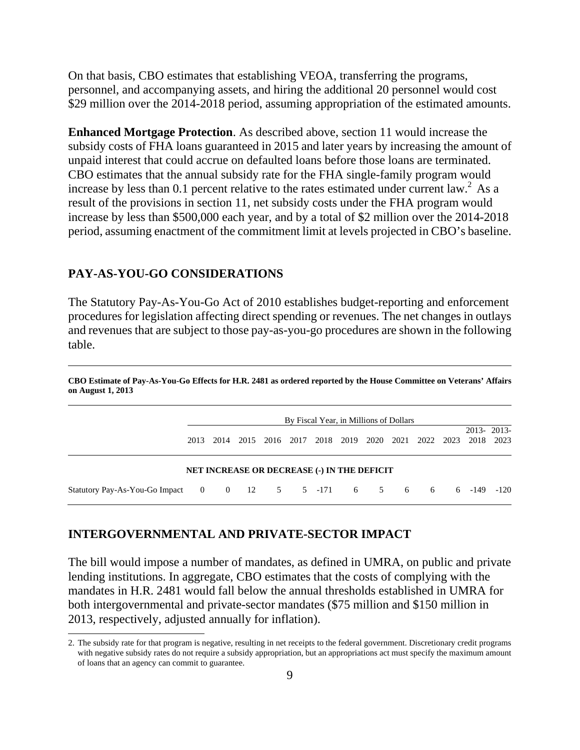On that basis, CBO estimates that establishing VEOA, transferring the programs, personnel, and accompanying assets, and hiring the additional 20 personnel would cost $29 million over the 2014-2018 period, assuming appropriation of the estimated amounts.

**Enhanced Mortgage Protection**. As described above, section 11 would increase the subsidy costs of FHA loans guaranteed in 2015 and later years by increasing the amount of unpaid interest that could accrue on defaulted loans before those loans are terminated. CBO estimates that the annual subsidy rate for the FHA single-family program would increase by less than 0.1 percent relative to the rates estimated under current law.[2] As a result of the provisions in section 11, net subsidy costs under the FHA program would increase by less than $500,000 each year, and by a total of $2 million over the 2014-2018 period, assuming enactment of the commitment limit at levels projected in CBO's baseline.

## PAY-AS-YOU-GO CONSIDERATIONS

The Statutory Pay-As-You-Go Act of 2010 establishes budget-reporting and enforcement procedures for legislation affecting direct spending or revenues. The net changes in outlays and revenues that are subject to those pay-as-you-go procedures are shown in the following table.

**CBO Estimate of Pay-As-You-Go Effects for H.R. 2481 as ordered reported by the House Committee on Veterans' Affairs on August 1, 2013**

| | By Fiscal Year, in Millions of Dollars | | | | | | | | | | | | |
|---|---|---|---|---|---|---|---|---|---|---|---|---|---|
| | 2013 | 2014 | 2015 | 2016 | 2017 | 2018 | 2019 | 2020 | 2021 | 2022 | 2023 | 2013-2018 | 2013-2023 |
| **NET INCREASE OR DECREASE (-) IN THE DEFICIT** | | | | | | | | | | | | | |
| Statutory Pay-As-You-Go Impact | 0 | 0 | 12 | 5 | 5 | -171 | 6 | 5 | 6 | 6 | 6 | -149 | -120 |

## INTERGOVERNMENTAL AND PRIVATE-SECTOR IMPACT

The bill would impose a number of mandates, as defined in UMRA, on public and private lending institutions. In aggregate, CBO estimates that the costs of complying with the mandates in H.R. 2481 would fall below the annual thresholds established in UMRA for both intergovernmental and private-sector mandates ($75 million and $150 million in 2013, respectively, adjusted annually for inflation).

2. The subsidy rate for that program is negative, resulting in net receipts to the federal government. Discretionary credit programs with negative subsidy rates do not require a subsidy appropriation, but an appropriations act must specify the maximum amount of loans that an agency can commit to guarantee.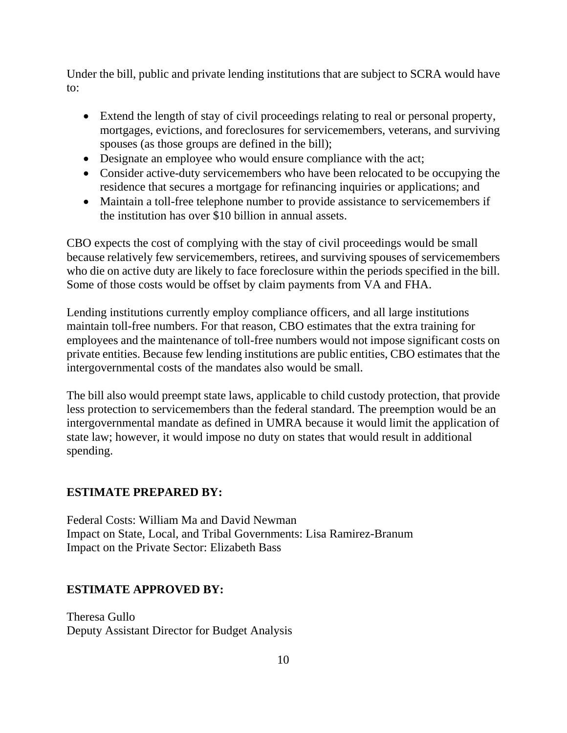Under the bill, public and private lending institutions that are subject to SCRA would have to:

- Extend the length of stay of civil proceedings relating to real or personal property, mortgages, evictions, and foreclosures for servicemembers, veterans, and surviving spouses (as those groups are defined in the bill);
- Designate an employee who would ensure compliance with the act;
- Consider active-duty servicemembers who have been relocated to be occupying the residence that secures a mortgage for refinancing inquiries or applications; and
- Maintain a toll-free telephone number to provide assistance to servicemembers if the institution has over $10 billion in annual assets.

CBO expects the cost of complying with the stay of civil proceedings would be small because relatively few servicemembers, retirees, and surviving spouses of servicemembers who die on active duty are likely to face foreclosure within the periods specified in the bill. Some of those costs would be offset by claim payments from VA and FHA.

Lending institutions currently employ compliance officers, and all large institutions maintain toll-free numbers. For that reason, CBO estimates that the extra training for employees and the maintenance of toll-free numbers would not impose significant costs on private entities. Because few lending institutions are public entities, CBO estimates that the intergovernmental costs of the mandates also would be small.

The bill also would preempt state laws, applicable to child custody protection, that provide less protection to servicemembers than the federal standard. The preemption would be an intergovernmental mandate as defined in UMRA because it would limit the application of state law; however, it would impose no duty on states that would result in additional spending.

**ESTIMATE PREPARED BY:**

Federal Costs: William Ma and David Newman
Impact on State, Local, and Tribal Governments: Lisa Ramirez-Branum
Impact on the Private Sector: Elizabeth Bass

**ESTIMATE APPROVED BY:**

Theresa Gullo
Deputy Assistant Director for Budget Analysis